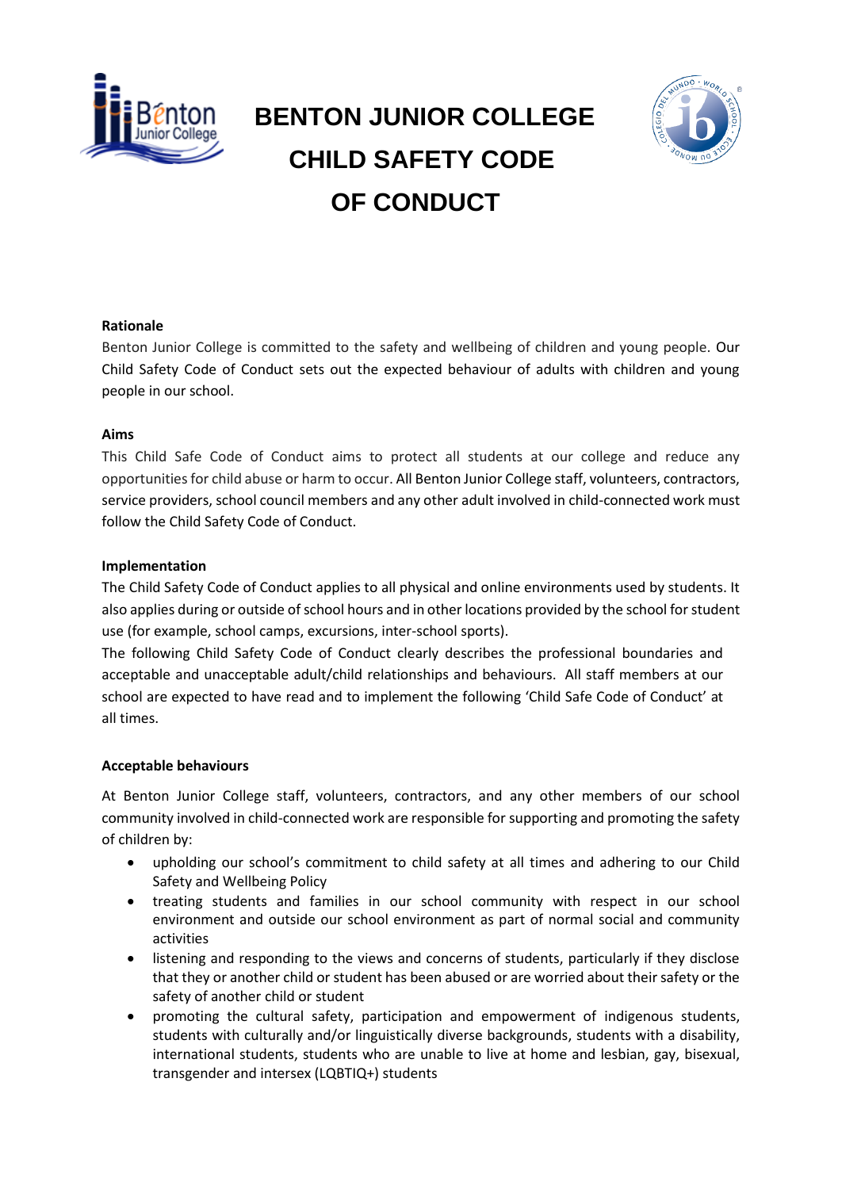# BENTON JUNIOR COLLEGE CHILD SAFETY CODE OF CONDUCT

**Rationale**

Benton Junior College is committed to the safety and wellbeing of children and young people. Our Child Safety Code of Conduct sets out the expected behaviour of adults with children and young people in our school.

**Aims**

This Child Safe Code of Conduct aims to protect all students at our college and reduce any opportunities for child abuse or harm to occur. All Benton Junior College staff, volunteers, contractors, service providers, school council members and any other adult involved in child-connected work must follow the Child Safety Code of Conduct.

**Implementation**

The Child Safety Code of Conduct applies to all physical and online environments used by students. It also applies during or outside of school hours and in other locations provided by the school for student use (for example, school camps, excursions, inter-school sports).

The following Child Safety Code of Conduct clearly describes the professional boundaries and acceptable and unacceptable adult/child relationships and behaviours. All staff members at our school are expected to have read and to implement the following 'Child Safe Code of Conduct' at all times.

**Acceptable behaviours**

At Benton Junior College staff, volunteers, contractors, and any other members of our school community involved in child-connected work are responsible for supporting and promoting the safety of children by:

- upholding our school's commitment to child safety at all times and adhering to our Child Safety and Wellbeing Policy
- treating students and families in our school community with respect in our school environment and outside our school environment as part of normal social and community activities
- listening and responding to the views and concerns of students, particularly if they disclose that they or another child or student has been abused or are worried about their safety or the safety of another child or student
- promoting the cultural safety, participation and empowerment of indigenous students, students with culturally and/or linguistically diverse backgrounds, students with a disability, international students, students who are unable to live at home and lesbian, gay, bisexual, transgender and intersex (LQBTIQ+) students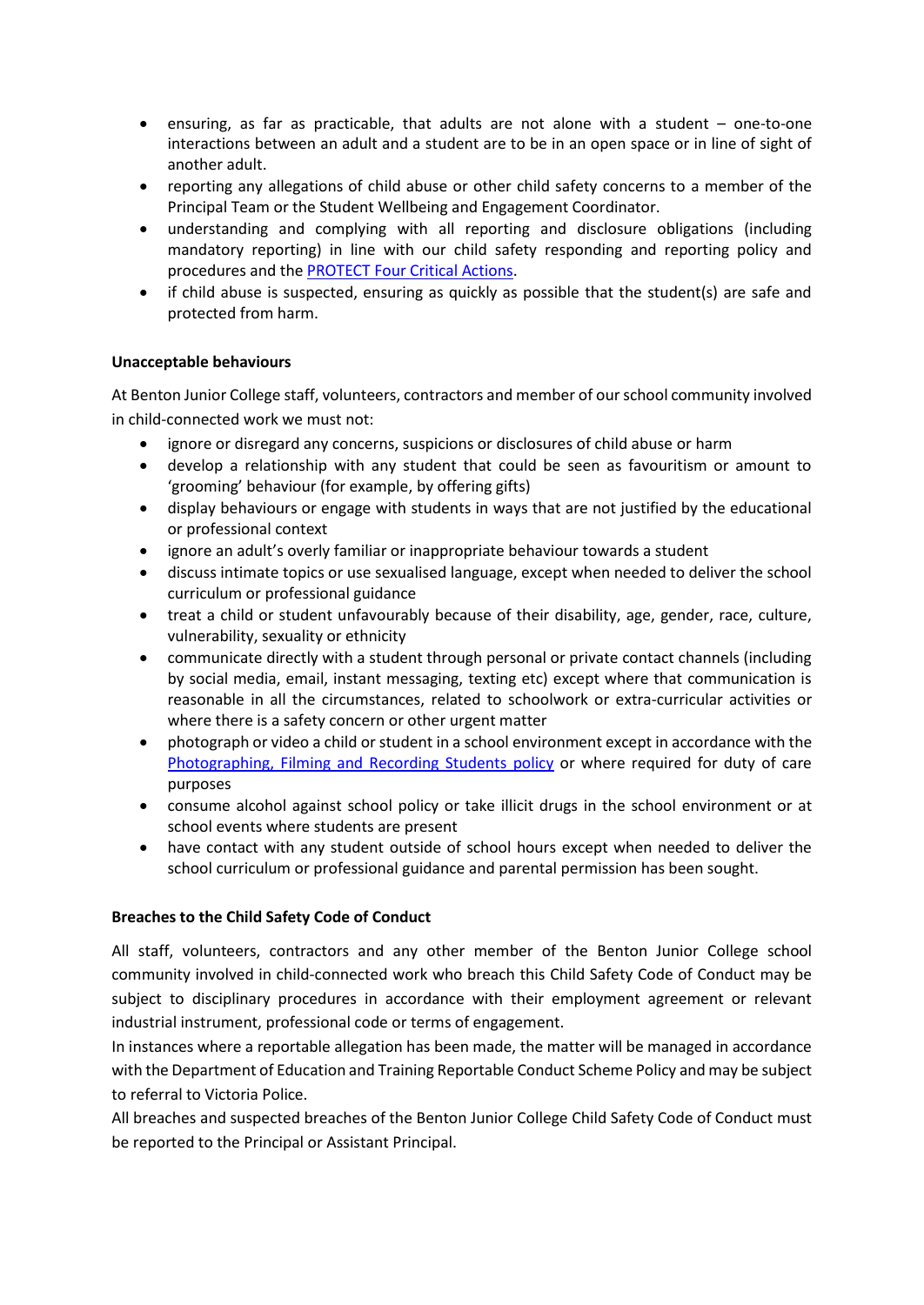- ensuring, as far as practicable, that adults are not alone with a student – one-to-one interactions between an adult and a student are to be in an open space or in line of sight of another adult.
- reporting any allegations of child abuse or other child safety concerns to a member of the Principal Team or the Student Wellbeing and Engagement Coordinator.
- understanding and complying with all reporting and disclosure obligations (including mandatory reporting) in line with our child safety responding and reporting policy and procedures and the [PROTECT Four Critical Actions](#).
- if child abuse is suspected, ensuring as quickly as possible that the student(s) are safe and protected from harm.

**Unacceptable behaviours**

At Benton Junior College staff, volunteers, contractors and member of our school community involved in child-connected work we must not:

- ignore or disregard any concerns, suspicions or disclosures of child abuse or harm
- develop a relationship with any student that could be seen as favouritism or amount to 'grooming' behaviour (for example, by offering gifts)
- display behaviours or engage with students in ways that are not justified by the educational or professional context
- ignore an adult's overly familiar or inappropriate behaviour towards a student
- discuss intimate topics or use sexualised language, except when needed to deliver the school curriculum or professional guidance
- treat a child or student unfavourably because of their disability, age, gender, race, culture, vulnerability, sexuality or ethnicity
- communicate directly with a student through personal or private contact channels (including by social media, email, instant messaging, texting etc) except where that communication is reasonable in all the circumstances, related to schoolwork or extra-curricular activities or where there is a safety concern or other urgent matter
- photograph or video a child or student in a school environment except in accordance with the [Photographing, Filming and Recording Students policy](#) or where required for duty of care purposes
- consume alcohol against school policy or take illicit drugs in the school environment or at school events where students are present
- have contact with any student outside of school hours except when needed to deliver the school curriculum or professional guidance and parental permission has been sought.

**Breaches to the Child Safety Code of Conduct**

All staff, volunteers, contractors and any other member of the Benton Junior College school community involved in child-connected work who breach this Child Safety Code of Conduct may be subject to disciplinary procedures in accordance with their employment agreement or relevant industrial instrument, professional code or terms of engagement.

In instances where a reportable allegation has been made, the matter will be managed in accordance with the Department of Education and Training Reportable Conduct Scheme Policy and may be subject to referral to Victoria Police.

All breaches and suspected breaches of the Benton Junior College Child Safety Code of Conduct must be reported to the Principal or Assistant Principal.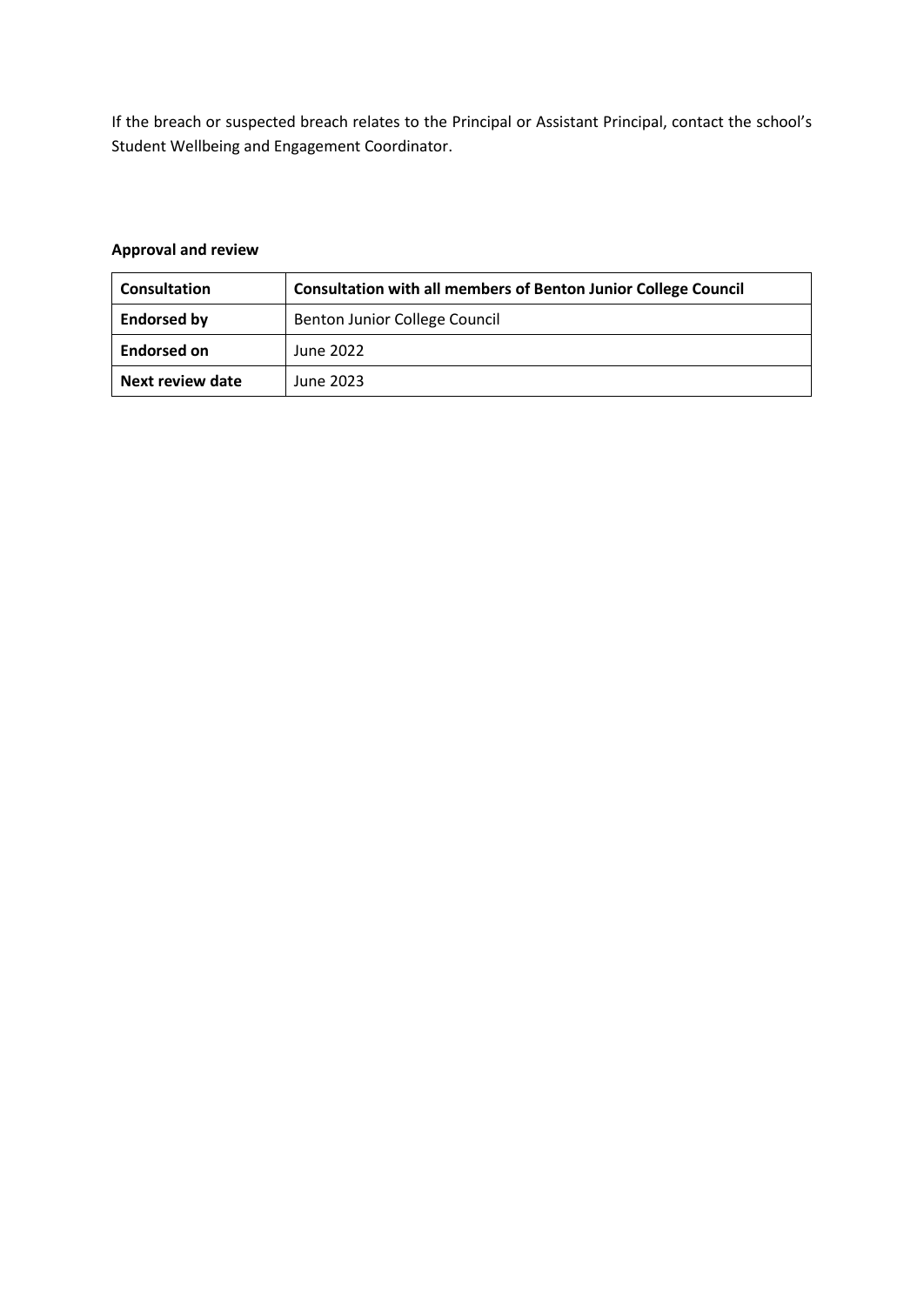If the breach or suspected breach relates to the Principal or Assistant Principal, contact the school's Student Wellbeing and Engagement Coordinator.

**Approval and review**

| **Consultation** | **Consultation with all members of Benton Junior College Council** |
|---|---|
| **Endorsed by** | Benton Junior College Council |
| **Endorsed on** | June 2022 |
| **Next review date** | June 2023 |